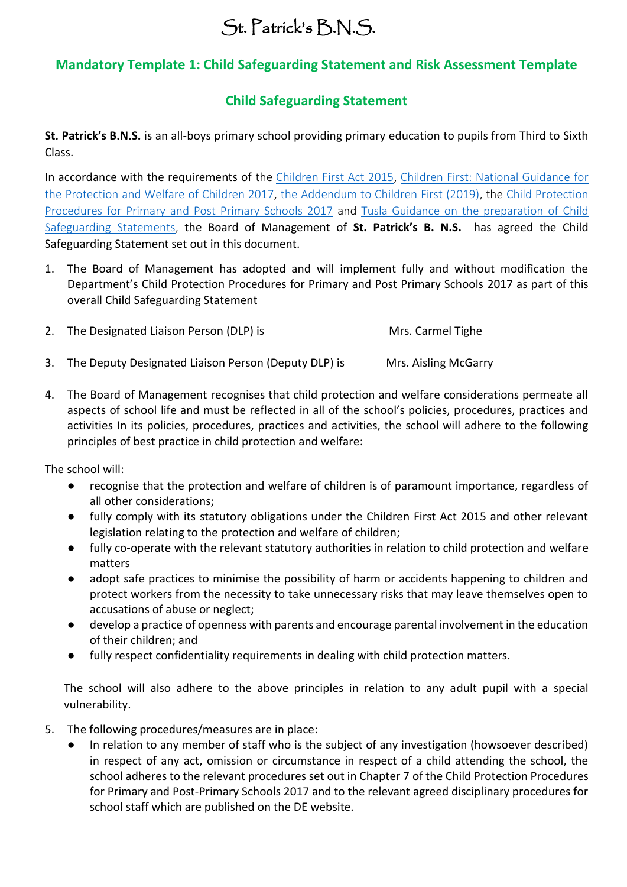# St. Patrick's B.N.S.

## Mandatory Template 1: Child Safeguarding Statement and Risk Assessment Template

## Child Safeguarding Statement

**St. Patrick's B.N.S.** is an all-boys primary school providing primary education to pupils from Third to Sixth Class.

In accordance with the requirements of the Children First Act 2015, Children First: National Guidance for the Protection and Welfare of Children 2017, the Addendum to Children First (2019), the Child Protection Procedures for Primary and Post Primary Schools 2017 and Tusla Guidance on the preparation of Child Safeguarding Statements, the Board of Management of **St. Patrick's B. N.S.** has agreed the Child Safeguarding Statement set out in this document.

1. The Board of Management has adopted and will implement fully and without modification the Department's Child Protection Procedures for Primary and Post Primary Schools 2017 as part of this overall Child Safeguarding Statement

2. The Designated Liaison Person (DLP) is Mrs. Carmel Tighe

3. The Deputy Designated Liaison Person (Deputy DLP) is Mrs. Aisling McGarry

4. The Board of Management recognises that child protection and welfare considerations permeate all aspects of school life and must be reflected in all of the school's policies, procedures, practices and activities In its policies, procedures, practices and activities, the school will adhere to the following principles of best practice in child protection and welfare:

The school will:

- recognise that the protection and welfare of children is of paramount importance, regardless of all other considerations;
- fully comply with its statutory obligations under the Children First Act 2015 and other relevant legislation relating to the protection and welfare of children;
- fully co-operate with the relevant statutory authorities in relation to child protection and welfare matters
- adopt safe practices to minimise the possibility of harm or accidents happening to children and protect workers from the necessity to take unnecessary risks that may leave themselves open to accusations of abuse or neglect;
- develop a practice of openness with parents and encourage parental involvement in the education of their children; and
- fully respect confidentiality requirements in dealing with child protection matters.

The school will also adhere to the above principles in relation to any adult pupil with a special vulnerability.

5. The following procedures/measures are in place:
   - In relation to any member of staff who is the subject of any investigation (howsoever described) in respect of any act, omission or circumstance in respect of a child attending the school, the school adheres to the relevant procedures set out in Chapter 7 of the Child Protection Procedures for Primary and Post-Primary Schools 2017 and to the relevant agreed disciplinary procedures for school staff which are published on the DE website.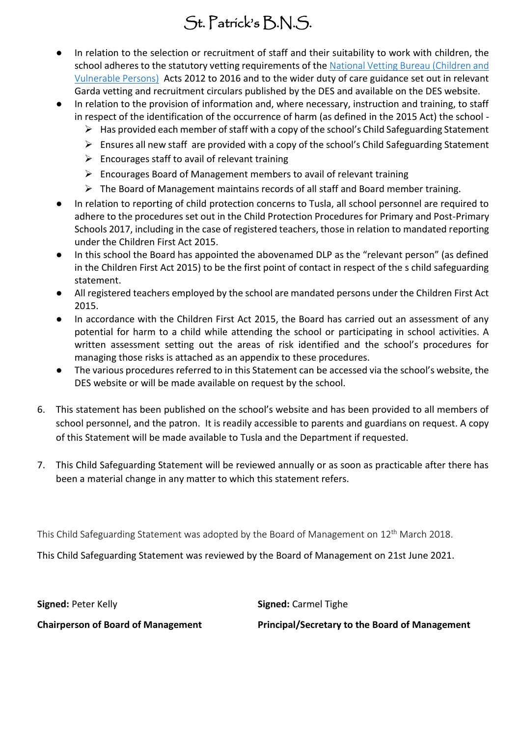- In relation to the selection or recruitment of staff and their suitability to work with children, the school adheres to the statutory vetting requirements of the National Vetting Bureau (Children and Vulnerable Persons) Acts 2012 to 2016 and to the wider duty of care guidance set out in relevant Garda vetting and recruitment circulars published by the DES and available on the DES website.
- In relation to the provision of information and, where necessary, instruction and training, to staff in respect of the identification of the occurrence of harm (as defined in the 2015 Act) the school -
  - Has provided each member of staff with a copy of the school's Child Safeguarding Statement
  - Ensures all new staff are provided with a copy of the school's Child Safeguarding Statement
  - Encourages staff to avail of relevant training
  - Encourages Board of Management members to avail of relevant training
  - The Board of Management maintains records of all staff and Board member training.
- In relation to reporting of child protection concerns to Tusla, all school personnel are required to adhere to the procedures set out in the Child Protection Procedures for Primary and Post-Primary Schools 2017, including in the case of registered teachers, those in relation to mandated reporting under the Children First Act 2015.
- In this school the Board has appointed the abovenamed DLP as the "relevant person" (as defined in the Children First Act 2015) to be the first point of contact in respect of the s child safeguarding statement.
- All registered teachers employed by the school are mandated persons under the Children First Act 2015.
- In accordance with the Children First Act 2015, the Board has carried out an assessment of any potential for harm to a child while attending the school or participating in school activities. A written assessment setting out the areas of risk identified and the school's procedures for managing those risks is attached as an appendix to these procedures.
- The various procedures referred to in this Statement can be accessed via the school's website, the DES website or will be made available on request by the school.

6. This statement has been published on the school's website and has been provided to all members of school personnel, and the patron. It is readily accessible to parents and guardians on request. A copy of this Statement will be made available to Tusla and the Department if requested.

7. This Child Safeguarding Statement will be reviewed annually or as soon as practicable after there has been a material change in any matter to which this statement refers.

This Child Safeguarding Statement was adopted by the Board of Management on 12th March 2018.

This Child Safeguarding Statement was reviewed by the Board of Management on 21st June 2021.

**Signed:** Peter Kelly

**Chairperson of Board of Management**

**Signed:** Carmel Tighe

**Principal/Secretary to the Board of Management**